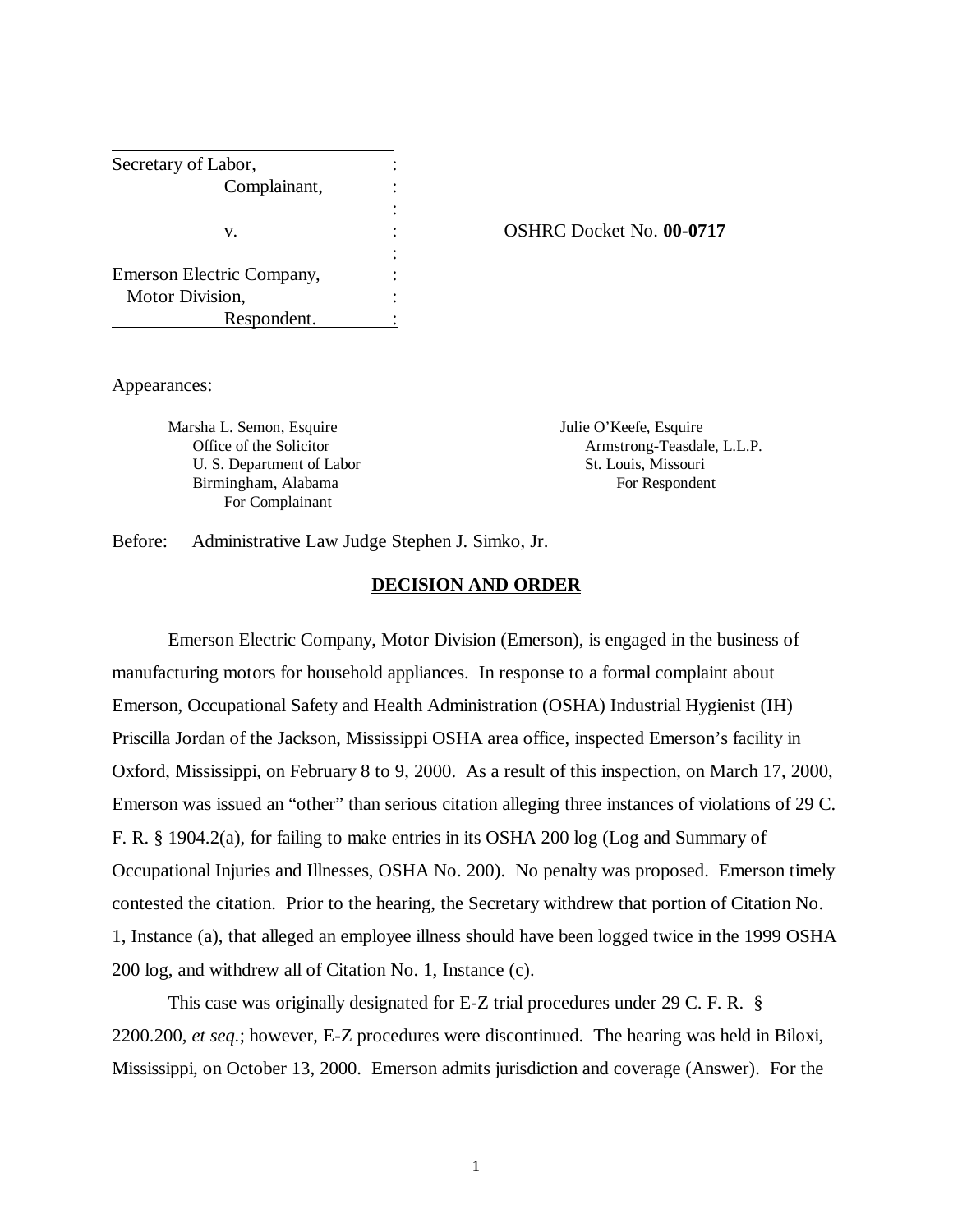| | | |
|---|---|---|
| Secretary of Labor, | : | |
| Complainant, | : | |
| | : | |
| v. | : | OSHRC Docket No. **00-0717** |
| | : | |
| Emerson Electric Company, | : | |
| Motor Division, | : | |
| Respondent. | : | |

Appearances:

Marsha L. Semon, Esquire
Office of the Solicitor
U. S. Department of Labor
Birmingham, Alabama
For Complainant

Julie O'Keefe, Esquire
Armstrong-Teasdale, L.L.P.
St. Louis, Missouri
For Respondent

Before: Administrative Law Judge Stephen J. Simko, Jr.

## DECISION AND ORDER

Emerson Electric Company, Motor Division (Emerson), is engaged in the business of manufacturing motors for household appliances. In response to a formal complaint about Emerson, Occupational Safety and Health Administration (OSHA) Industrial Hygienist (IH) Priscilla Jordan of the Jackson, Mississippi OSHA area office, inspected Emerson's facility in Oxford, Mississippi, on February 8 to 9, 2000. As a result of this inspection, on March 17, 2000, Emerson was issued an "other" than serious citation alleging three instances of violations of 29 C. F. R. § 1904.2(a), for failing to make entries in its OSHA 200 log (Log and Summary of Occupational Injuries and Illnesses, OSHA No. 200). No penalty was proposed. Emerson timely contested the citation. Prior to the hearing, the Secretary withdrew that portion of Citation No. 1, Instance (a), that alleged an employee illness should have been logged twice in the 1999 OSHA 200 log, and withdrew all of Citation No. 1, Instance (c).

This case was originally designated for E-Z trial procedures under 29 C. F. R. § 2200.200, *et seq.*; however, E-Z procedures were discontinued. The hearing was held in Biloxi, Mississippi, on October 13, 2000. Emerson admits jurisdiction and coverage (Answer). For the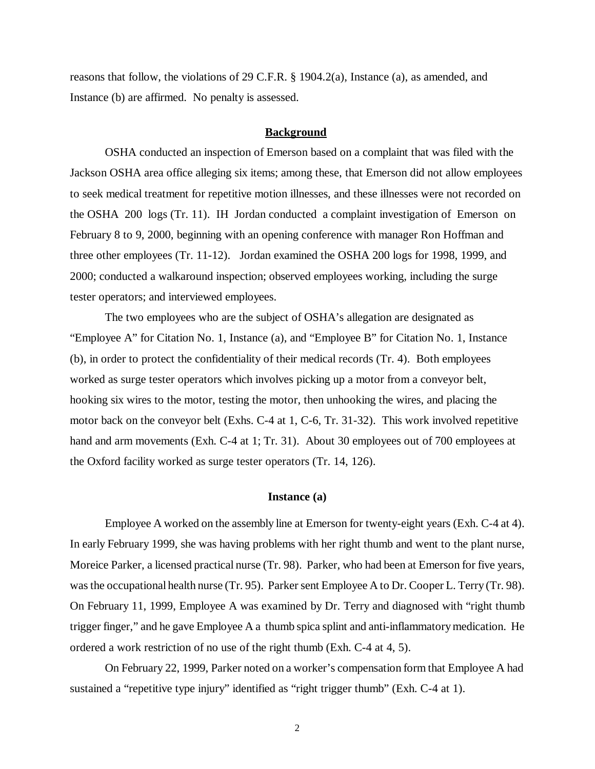reasons that follow, the violations of 29 C.F.R. § 1904.2(a), Instance (a), as amended, and Instance (b) are affirmed. No penalty is assessed.

## Background

OSHA conducted an inspection of Emerson based on a complaint that was filed with the Jackson OSHA area office alleging six items; among these, that Emerson did not allow employees to seek medical treatment for repetitive motion illnesses, and these illnesses were not recorded on the OSHA 200 logs (Tr. 11). IH Jordan conducted a complaint investigation of Emerson on February 8 to 9, 2000, beginning with an opening conference with manager Ron Hoffman and three other employees (Tr. 11-12). Jordan examined the OSHA 200 logs for 1998, 1999, and 2000; conducted a walkaround inspection; observed employees working, including the surge tester operators; and interviewed employees.

The two employees who are the subject of OSHA's allegation are designated as "Employee A" for Citation No. 1, Instance (a), and "Employee B" for Citation No. 1, Instance (b), in order to protect the confidentiality of their medical records (Tr. 4). Both employees worked as surge tester operators which involves picking up a motor from a conveyor belt, hooking six wires to the motor, testing the motor, then unhooking the wires, and placing the motor back on the conveyor belt (Exhs. C-4 at 1, C-6, Tr. 31-32). This work involved repetitive hand and arm movements (Exh. C-4 at 1; Tr. 31). About 30 employees out of 700 employees at the Oxford facility worked as surge tester operators (Tr. 14, 126).

### Instance (a)

Employee A worked on the assembly line at Emerson for twenty-eight years (Exh. C-4 at 4). In early February 1999, she was having problems with her right thumb and went to the plant nurse, Moreice Parker, a licensed practical nurse (Tr. 98). Parker, who had been at Emerson for five years, was the occupational health nurse (Tr. 95). Parker sent Employee A to Dr. Cooper L. Terry (Tr. 98). On February 11, 1999, Employee A was examined by Dr. Terry and diagnosed with "right thumb trigger finger," and he gave Employee A a thumb spica splint and anti-inflammatory medication. He ordered a work restriction of no use of the right thumb (Exh. C-4 at 4, 5).

On February 22, 1999, Parker noted on a worker's compensation form that Employee A had sustained a "repetitive type injury" identified as "right trigger thumb" (Exh. C-4 at 1).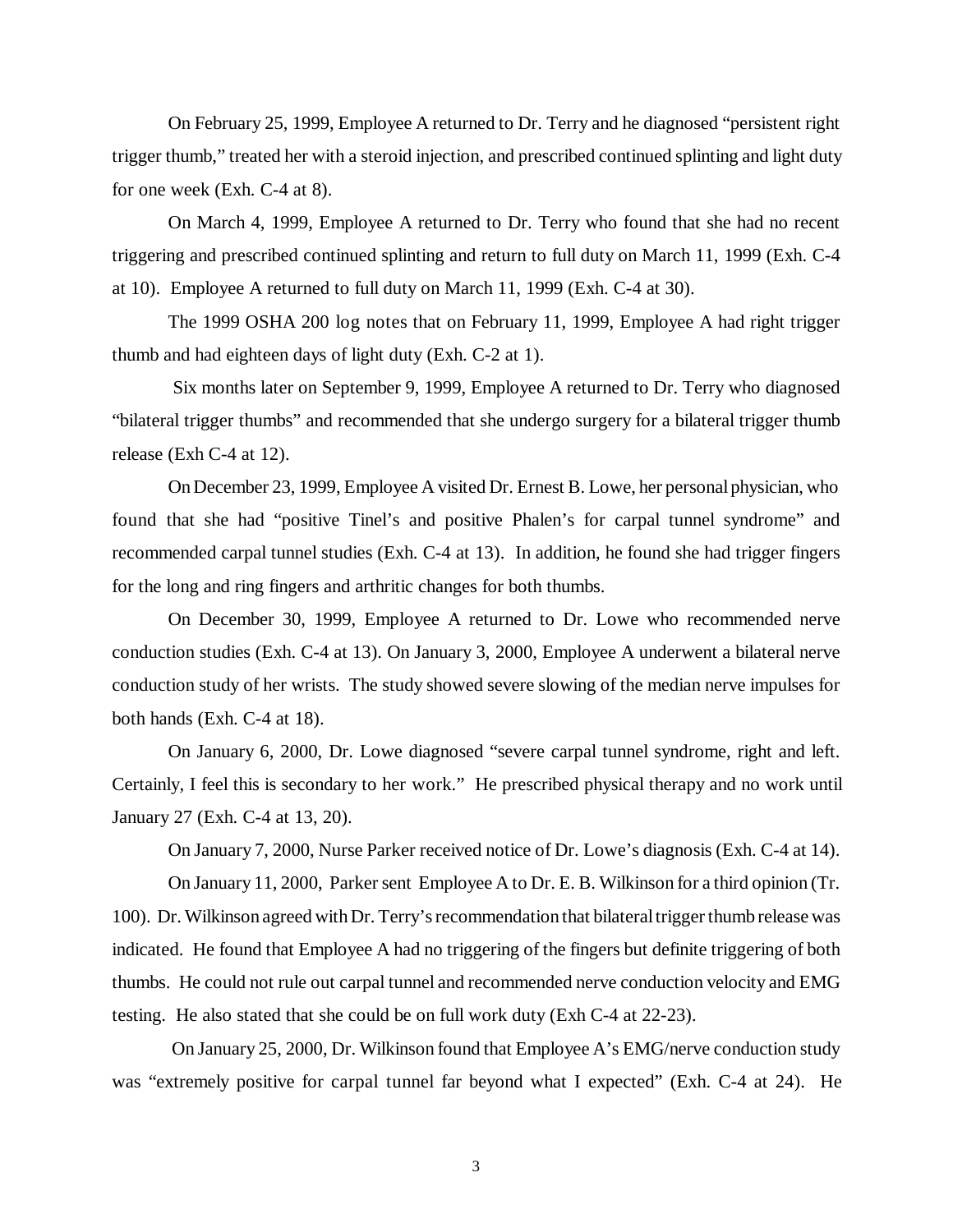On February 25, 1999, Employee A returned to Dr. Terry and he diagnosed "persistent right trigger thumb," treated her with a steroid injection, and prescribed continued splinting and light duty for one week (Exh. C-4 at 8).

On March 4, 1999, Employee A returned to Dr. Terry who found that she had no recent triggering and prescribed continued splinting and return to full duty on March 11, 1999 (Exh. C-4 at 10). Employee A returned to full duty on March 11, 1999 (Exh. C-4 at 30).

The 1999 OSHA 200 log notes that on February 11, 1999, Employee A had right trigger thumb and had eighteen days of light duty (Exh. C-2 at 1).

Six months later on September 9, 1999, Employee A returned to Dr. Terry who diagnosed "bilateral trigger thumbs" and recommended that she undergo surgery for a bilateral trigger thumb release (Exh C-4 at 12).

On December 23, 1999, Employee A visited Dr. Ernest B. Lowe, her personal physician, who found that she had "positive Tinel's and positive Phalen's for carpal tunnel syndrome" and recommended carpal tunnel studies (Exh. C-4 at 13). In addition, he found she had trigger fingers for the long and ring fingers and arthritic changes for both thumbs.

On December 30, 1999, Employee A returned to Dr. Lowe who recommended nerve conduction studies (Exh. C-4 at 13). On January 3, 2000, Employee A underwent a bilateral nerve conduction study of her wrists. The study showed severe slowing of the median nerve impulses for both hands (Exh. C-4 at 18).

On January 6, 2000, Dr. Lowe diagnosed "severe carpal tunnel syndrome, right and left. Certainly, I feel this is secondary to her work." He prescribed physical therapy and no work until January 27 (Exh. C-4 at 13, 20).

On January 7, 2000, Nurse Parker received notice of Dr. Lowe's diagnosis (Exh. C-4 at 14).

On January 11, 2000, Parker sent Employee A to Dr. E. B. Wilkinson for a third opinion (Tr. 100). Dr. Wilkinson agreed with Dr. Terry's recommendation that bilateral trigger thumb release was indicated. He found that Employee A had no triggering of the fingers but definite triggering of both thumbs. He could not rule out carpal tunnel and recommended nerve conduction velocity and EMG testing. He also stated that she could be on full work duty (Exh C-4 at 22-23).

On January 25, 2000, Dr. Wilkinson found that Employee A's EMG/nerve conduction study was "extremely positive for carpal tunnel far beyond what I expected" (Exh. C-4 at 24). He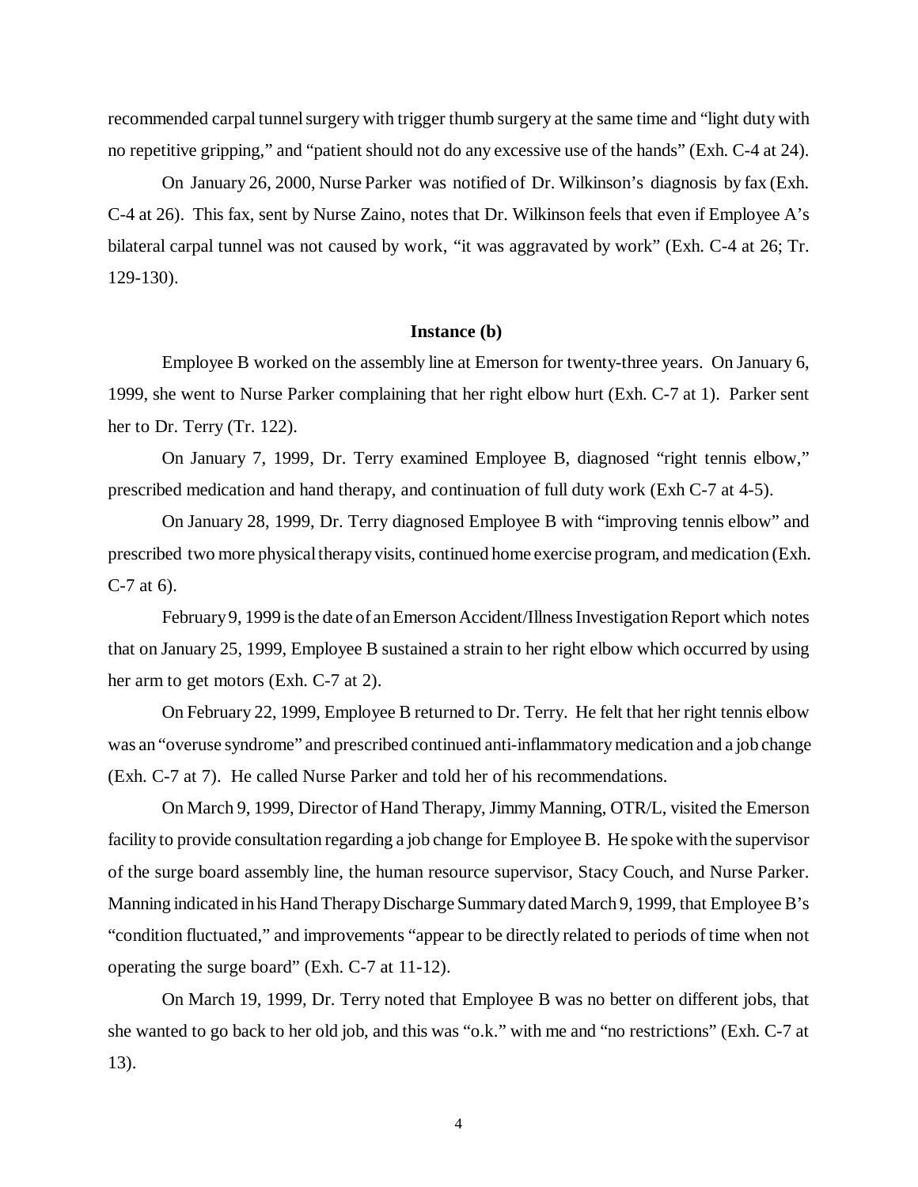recommended carpal tunnel surgery with trigger thumb surgery at the same time and "light duty with no repetitive gripping," and "patient should not do any excessive use of the hands" (Exh. C-4 at 24).

On January 26, 2000, Nurse Parker was notified of Dr. Wilkinson's diagnosis by fax (Exh. C-4 at 26). This fax, sent by Nurse Zaino, notes that Dr. Wilkinson feels that even if Employee A's bilateral carpal tunnel was not caused by work, "it was aggravated by work" (Exh. C-4 at 26; Tr. 129-130).

**Instance (b)**

Employee B worked on the assembly line at Emerson for twenty-three years. On January 6, 1999, she went to Nurse Parker complaining that her right elbow hurt (Exh. C-7 at 1). Parker sent her to Dr. Terry (Tr. 122).

On January 7, 1999, Dr. Terry examined Employee B, diagnosed "right tennis elbow," prescribed medication and hand therapy, and continuation of full duty work (Exh C-7 at 4-5).

On January 28, 1999, Dr. Terry diagnosed Employee B with "improving tennis elbow" and prescribed two more physical therapy visits, continued home exercise program, and medication (Exh. C-7 at 6).

February 9, 1999 is the date of an Emerson Accident/Illness Investigation Report which notes that on January 25, 1999, Employee B sustained a strain to her right elbow which occurred by using her arm to get motors (Exh. C-7 at 2).

On February 22, 1999, Employee B returned to Dr. Terry. He felt that her right tennis elbow was an "overuse syndrome" and prescribed continued anti-inflammatory medication and a job change (Exh. C-7 at 7). He called Nurse Parker and told her of his recommendations.

On March 9, 1999, Director of Hand Therapy, Jimmy Manning, OTR/L, visited the Emerson facility to provide consultation regarding a job change for Employee B. He spoke with the supervisor of the surge board assembly line, the human resource supervisor, Stacy Couch, and Nurse Parker. Manning indicated in his Hand Therapy Discharge Summary dated March 9, 1999, that Employee B's "condition fluctuated," and improvements "appear to be directly related to periods of time when not operating the surge board" (Exh. C-7 at 11-12).

On March 19, 1999, Dr. Terry noted that Employee B was no better on different jobs, that she wanted to go back to her old job, and this was "o.k." with me and "no restrictions" (Exh. C-7 at 13).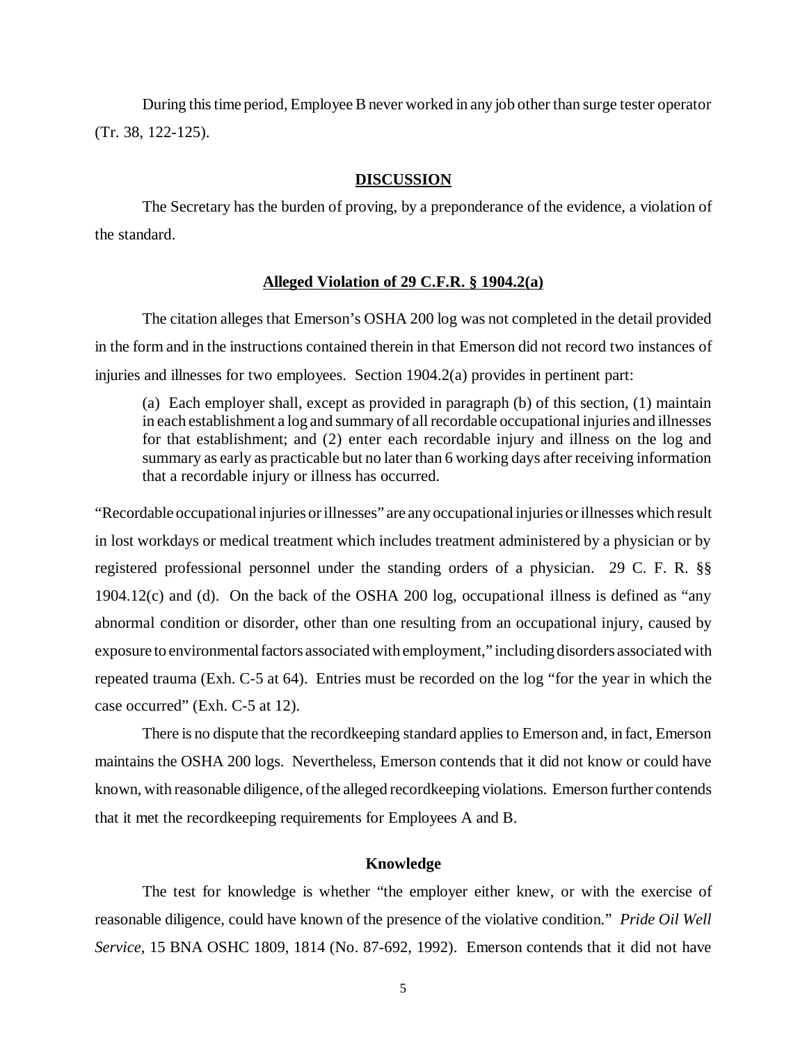During this time period, Employee B never worked in any job other than surge tester operator (Tr. 38, 122-125).

## DISCUSSION

The Secretary has the burden of proving, by a preponderance of the evidence, a violation of the standard.

### Alleged Violation of 29 C.F.R. § 1904.2(a)

The citation alleges that Emerson's OSHA 200 log was not completed in the detail provided in the form and in the instructions contained therein in that Emerson did not record two instances of injuries and illnesses for two employees. Section 1904.2(a) provides in pertinent part:

> (a) Each employer shall, except as provided in paragraph (b) of this section, (1) maintain in each establishment a log and summary of all recordable occupational injuries and illnesses for that establishment; and (2) enter each recordable injury and illness on the log and summary as early as practicable but no later than 6 working days after receiving information that a recordable injury or illness has occurred.

"Recordable occupational injuries or illnesses" are any occupational injuries or illnesses which result in lost workdays or medical treatment which includes treatment administered by a physician or by registered professional personnel under the standing orders of a physician. 29 C. F. R. §§ 1904.12(c) and (d). On the back of the OSHA 200 log, occupational illness is defined as "any abnormal condition or disorder, other than one resulting from an occupational injury, caused by exposure to environmental factors associated with employment," including disorders associated with repeated trauma (Exh. C-5 at 64). Entries must be recorded on the log "for the year in which the case occurred" (Exh. C-5 at 12).

There is no dispute that the recordkeeping standard applies to Emerson and, in fact, Emerson maintains the OSHA 200 logs. Nevertheless, Emerson contends that it did not know or could have known, with reasonable diligence, of the alleged recordkeeping violations. Emerson further contends that it met the recordkeeping requirements for Employees A and B.

### Knowledge

The test for knowledge is whether "the employer either knew, or with the exercise of reasonable diligence, could have known of the presence of the violative condition." *Pride Oil Well Service,* 15 BNA OSHC 1809, 1814 (No. 87-692, 1992). Emerson contends that it did not have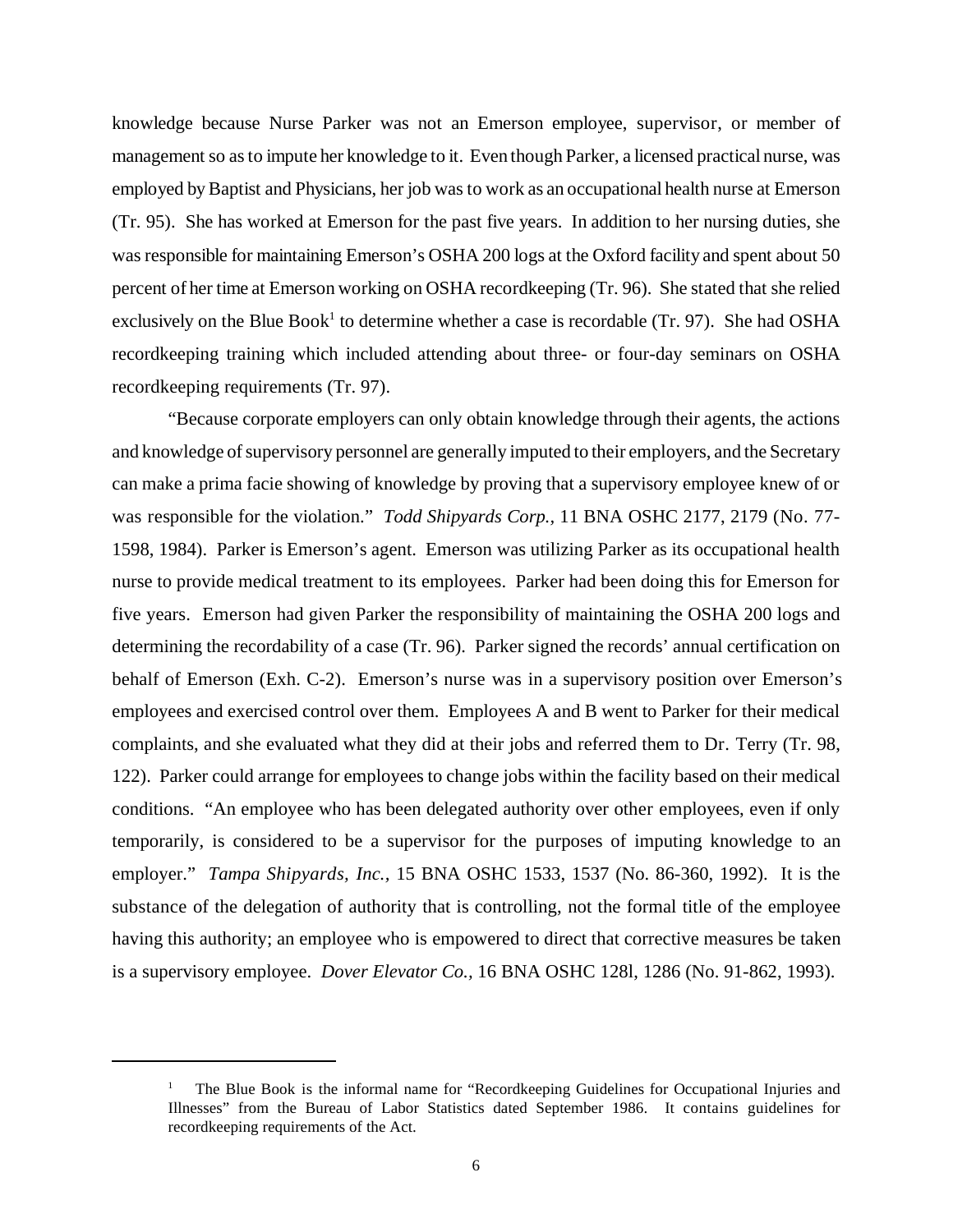knowledge because Nurse Parker was not an Emerson employee, supervisor, or member of management so as to impute her knowledge to it. Even though Parker, a licensed practical nurse, was employed by Baptist and Physicians, her job was to work as an occupational health nurse at Emerson (Tr. 95). She has worked at Emerson for the past five years. In addition to her nursing duties, she was responsible for maintaining Emerson's OSHA 200 logs at the Oxford facility and spent about 50 percent of her time at Emerson working on OSHA recordkeeping (Tr. 96). She stated that she relied exclusively on the Blue Book[1] to determine whether a case is recordable (Tr. 97). She had OSHA recordkeeping training which included attending about three- or four-day seminars on OSHA recordkeeping requirements (Tr. 97).

"Because corporate employers can only obtain knowledge through their agents, the actions and knowledge of supervisory personnel are generally imputed to their employers, and the Secretary can make a prima facie showing of knowledge by proving that a supervisory employee knew of or was responsible for the violation." *Todd Shipyards Corp.*, 11 BNA OSHC 2177, 2179 (No. 77-1598, 1984). Parker is Emerson's agent. Emerson was utilizing Parker as its occupational health nurse to provide medical treatment to its employees. Parker had been doing this for Emerson for five years. Emerson had given Parker the responsibility of maintaining the OSHA 200 logs and determining the recordability of a case (Tr. 96). Parker signed the records' annual certification on behalf of Emerson (Exh. C-2). Emerson's nurse was in a supervisory position over Emerson's employees and exercised control over them. Employees A and B went to Parker for their medical complaints, and she evaluated what they did at their jobs and referred them to Dr. Terry (Tr. 98, 122). Parker could arrange for employees to change jobs within the facility based on their medical conditions. "An employee who has been delegated authority over other employees, even if only temporarily, is considered to be a supervisor for the purposes of imputing knowledge to an employer." *Tampa Shipyards, Inc.*, 15 BNA OSHC 1533, 1537 (No. 86-360, 1992). It is the substance of the delegation of authority that is controlling, not the formal title of the employee having this authority; an employee who is empowered to direct that corrective measures be taken is a supervisory employee. *Dover Elevator Co.*, 16 BNA OSHC 128l, 1286 (No. 91-862, 1993).

---

[1] The Blue Book is the informal name for "Recordkeeping Guidelines for Occupational Injuries and Illnesses" from the Bureau of Labor Statistics dated September 1986. It contains guidelines for recordkeeping requirements of the Act.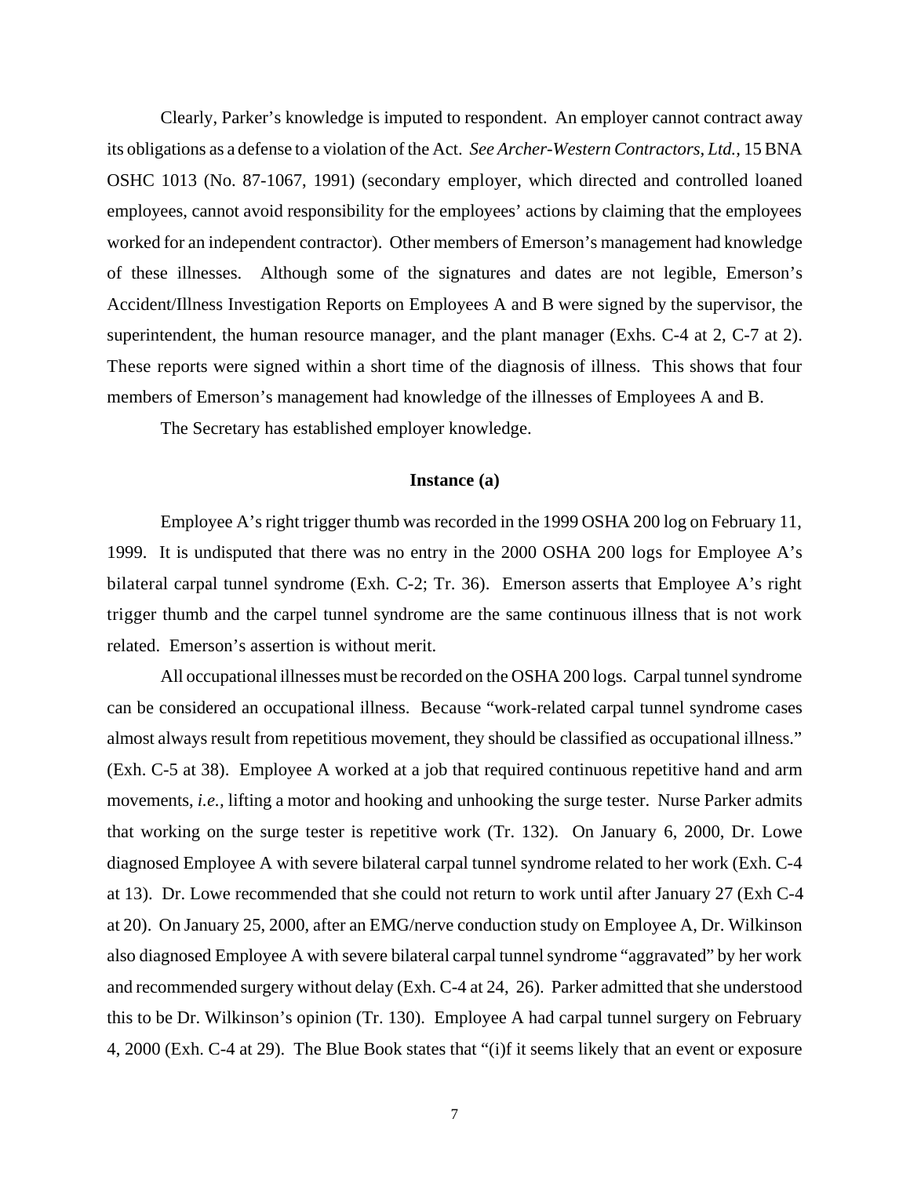Clearly, Parker's knowledge is imputed to respondent. An employer cannot contract away its obligations as a defense to a violation of the Act. *See Archer-Western Contractors, Ltd.*, 15 BNA OSHC 1013 (No. 87-1067, 1991) (secondary employer, which directed and controlled loaned employees, cannot avoid responsibility for the employees' actions by claiming that the employees worked for an independent contractor). Other members of Emerson's management had knowledge of these illnesses. Although some of the signatures and dates are not legible, Emerson's Accident/Illness Investigation Reports on Employees A and B were signed by the supervisor, the superintendent, the human resource manager, and the plant manager (Exhs. C-4 at 2, C-7 at 2). These reports were signed within a short time of the diagnosis of illness. This shows that four members of Emerson's management had knowledge of the illnesses of Employees A and B.

The Secretary has established employer knowledge.

**Instance (a)**

Employee A's right trigger thumb was recorded in the 1999 OSHA 200 log on February 11, 1999. It is undisputed that there was no entry in the 2000 OSHA 200 logs for Employee A's bilateral carpal tunnel syndrome (Exh. C-2; Tr. 36). Emerson asserts that Employee A's right trigger thumb and the carpel tunnel syndrome are the same continuous illness that is not work related. Emerson's assertion is without merit.

All occupational illnesses must be recorded on the OSHA 200 logs. Carpal tunnel syndrome can be considered an occupational illness. Because "work-related carpal tunnel syndrome cases almost always result from repetitious movement, they should be classified as occupational illness." (Exh. C-5 at 38). Employee A worked at a job that required continuous repetitive hand and arm movements, *i.e.,* lifting a motor and hooking and unhooking the surge tester. Nurse Parker admits that working on the surge tester is repetitive work (Tr. 132). On January 6, 2000, Dr. Lowe diagnosed Employee A with severe bilateral carpal tunnel syndrome related to her work (Exh. C-4 at 13). Dr. Lowe recommended that she could not return to work until after January 27 (Exh C-4 at 20). On January 25, 2000, after an EMG/nerve conduction study on Employee A, Dr. Wilkinson also diagnosed Employee A with severe bilateral carpal tunnel syndrome "aggravated" by her work and recommended surgery without delay (Exh. C-4 at 24, 26). Parker admitted that she understood this to be Dr. Wilkinson's opinion (Tr. 130). Employee A had carpal tunnel surgery on February 4, 2000 (Exh. C-4 at 29). The Blue Book states that "(i)f it seems likely that an event or exposure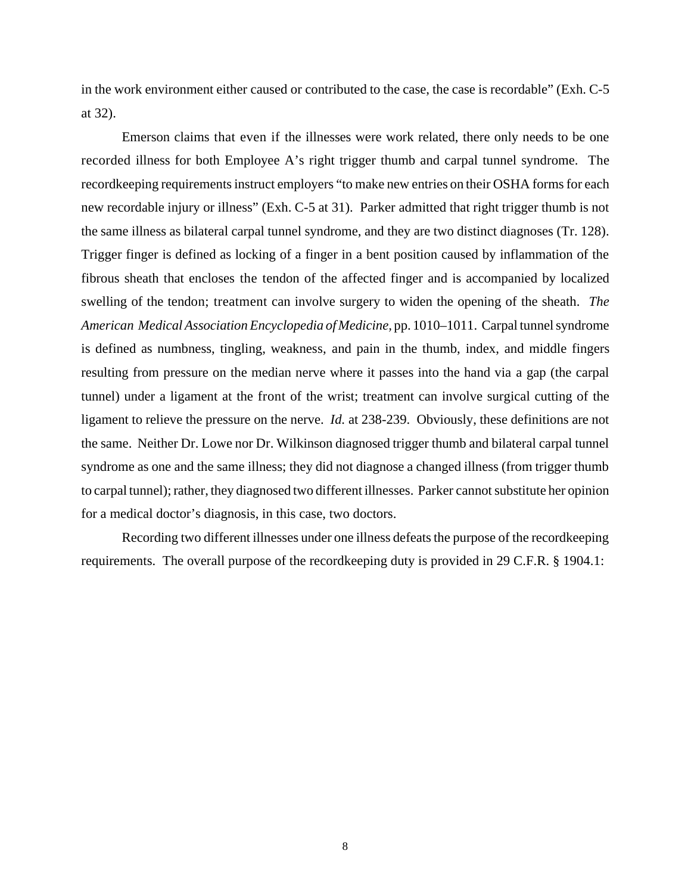in the work environment either caused or contributed to the case, the case is recordable" (Exh. C-5 at 32).

Emerson claims that even if the illnesses were work related, there only needs to be one recorded illness for both Employee A's right trigger thumb and carpal tunnel syndrome. The recordkeeping requirements instruct employers "to make new entries on their OSHA forms for each new recordable injury or illness" (Exh. C-5 at 31). Parker admitted that right trigger thumb is not the same illness as bilateral carpal tunnel syndrome, and they are two distinct diagnoses (Tr. 128). Trigger finger is defined as locking of a finger in a bent position caused by inflammation of the fibrous sheath that encloses the tendon of the affected finger and is accompanied by localized swelling of the tendon; treatment can involve surgery to widen the opening of the sheath. *The American Medical Association Encyclopedia of Medicine,* pp. 1010–1011. Carpal tunnel syndrome is defined as numbness, tingling, weakness, and pain in the thumb, index, and middle fingers resulting from pressure on the median nerve where it passes into the hand via a gap (the carpal tunnel) under a ligament at the front of the wrist; treatment can involve surgical cutting of the ligament to relieve the pressure on the nerve. *Id.* at 238-239. Obviously, these definitions are not the same. Neither Dr. Lowe nor Dr. Wilkinson diagnosed trigger thumb and bilateral carpal tunnel syndrome as one and the same illness; they did not diagnose a changed illness (from trigger thumb to carpal tunnel); rather, they diagnosed two different illnesses. Parker cannot substitute her opinion for a medical doctor's diagnosis, in this case, two doctors.

Recording two different illnesses under one illness defeats the purpose of the recordkeeping requirements. The overall purpose of the recordkeeping duty is provided in 29 C.F.R. § 1904.1: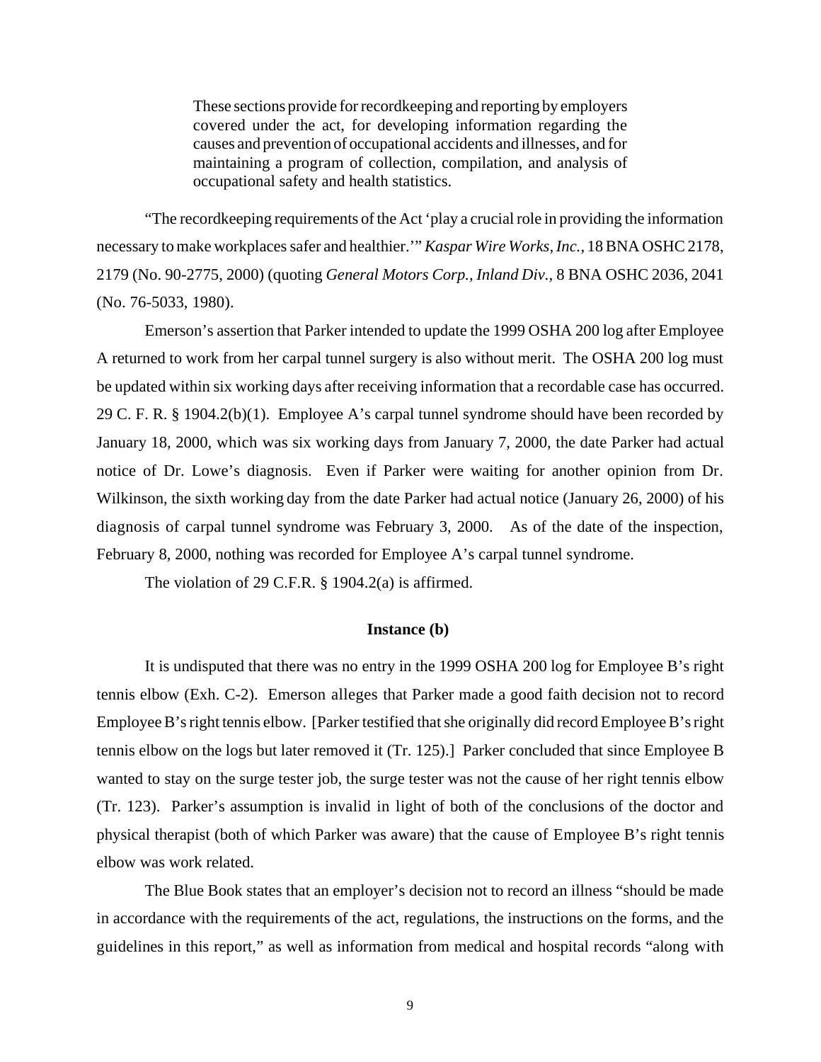> These sections provide for recordkeeping and reporting by employers covered under the act, for developing information regarding the causes and prevention of occupational accidents and illnesses, and for maintaining a program of collection, compilation, and analysis of occupational safety and health statistics.

"The recordkeeping requirements of the Act 'play a crucial role in providing the information necessary to make workplaces safer and healthier.'" *Kaspar Wire Works, Inc.*, 18 BNA OSHC 2178, 2179 (No. 90-2775, 2000) (quoting *General Motors Corp., Inland Div.,* 8 BNA OSHC 2036, 2041 (No. 76-5033, 1980).

Emerson's assertion that Parker intended to update the 1999 OSHA 200 log after Employee A returned to work from her carpal tunnel surgery is also without merit. The OSHA 200 log must be updated within six working days after receiving information that a recordable case has occurred. 29 C. F. R. § 1904.2(b)(1). Employee A's carpal tunnel syndrome should have been recorded by January 18, 2000, which was six working days from January 7, 2000, the date Parker had actual notice of Dr. Lowe's diagnosis. Even if Parker were waiting for another opinion from Dr. Wilkinson, the sixth working day from the date Parker had actual notice (January 26, 2000) of his diagnosis of carpal tunnel syndrome was February 3, 2000. As of the date of the inspection, February 8, 2000, nothing was recorded for Employee A's carpal tunnel syndrome.

The violation of 29 C.F.R. § 1904.2(a) is affirmed.

### Instance (b)

It is undisputed that there was no entry in the 1999 OSHA 200 log for Employee B's right tennis elbow (Exh. C-2). Emerson alleges that Parker made a good faith decision not to record Employee B's right tennis elbow. [Parker testified that she originally did record Employee B's right tennis elbow on the logs but later removed it (Tr. 125).] Parker concluded that since Employee B wanted to stay on the surge tester job, the surge tester was not the cause of her right tennis elbow (Tr. 123). Parker's assumption is invalid in light of both of the conclusions of the doctor and physical therapist (both of which Parker was aware) that the cause of Employee B's right tennis elbow was work related.

The Blue Book states that an employer's decision not to record an illness "should be made in accordance with the requirements of the act, regulations, the instructions on the forms, and the guidelines in this report," as well as information from medical and hospital records "along with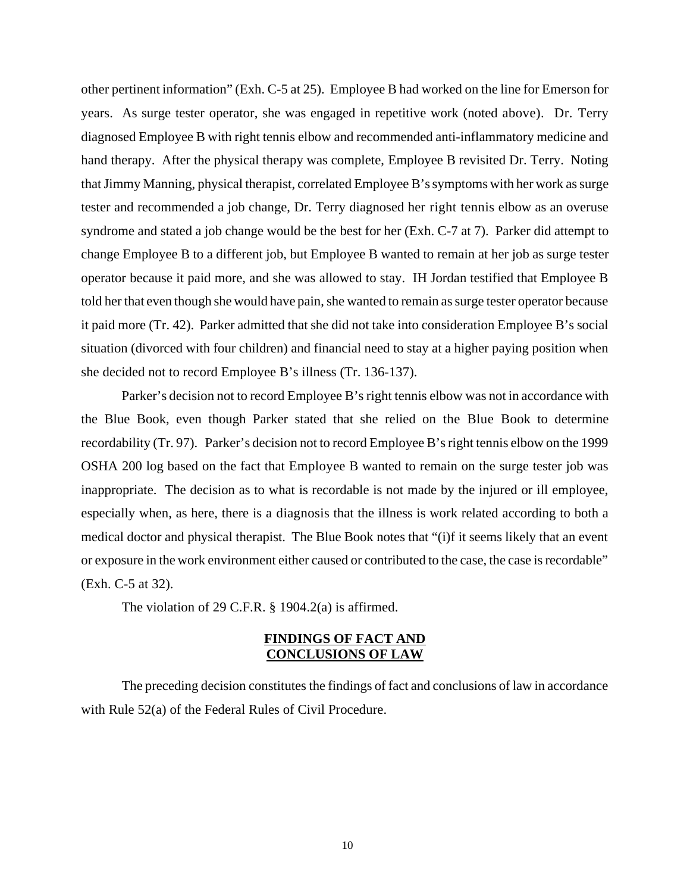other pertinent information" (Exh. C-5 at 25). Employee B had worked on the line for Emerson for years. As surge tester operator, she was engaged in repetitive work (noted above). Dr. Terry diagnosed Employee B with right tennis elbow and recommended anti-inflammatory medicine and hand therapy. After the physical therapy was complete, Employee B revisited Dr. Terry. Noting that Jimmy Manning, physical therapist, correlated Employee B's symptoms with her work as surge tester and recommended a job change, Dr. Terry diagnosed her right tennis elbow as an overuse syndrome and stated a job change would be the best for her (Exh. C-7 at 7). Parker did attempt to change Employee B to a different job, but Employee B wanted to remain at her job as surge tester operator because it paid more, and she was allowed to stay. IH Jordan testified that Employee B told her that even though she would have pain, she wanted to remain as surge tester operator because it paid more (Tr. 42). Parker admitted that she did not take into consideration Employee B's social situation (divorced with four children) and financial need to stay at a higher paying position when she decided not to record Employee B's illness (Tr. 136-137).

Parker's decision not to record Employee B's right tennis elbow was not in accordance with the Blue Book, even though Parker stated that she relied on the Blue Book to determine recordability (Tr. 97). Parker's decision not to record Employee B's right tennis elbow on the 1999 OSHA 200 log based on the fact that Employee B wanted to remain on the surge tester job was inappropriate. The decision as to what is recordable is not made by the injured or ill employee, especially when, as here, there is a diagnosis that the illness is work related according to both a medical doctor and physical therapist. The Blue Book notes that "(i)f it seems likely that an event or exposure in the work environment either caused or contributed to the case, the case is recordable" (Exh. C-5 at 32).

The violation of 29 C.F.R. § 1904.2(a) is affirmed.

## FINDINGS OF FACT AND CONCLUSIONS OF LAW

The preceding decision constitutes the findings of fact and conclusions of law in accordance with Rule 52(a) of the Federal Rules of Civil Procedure.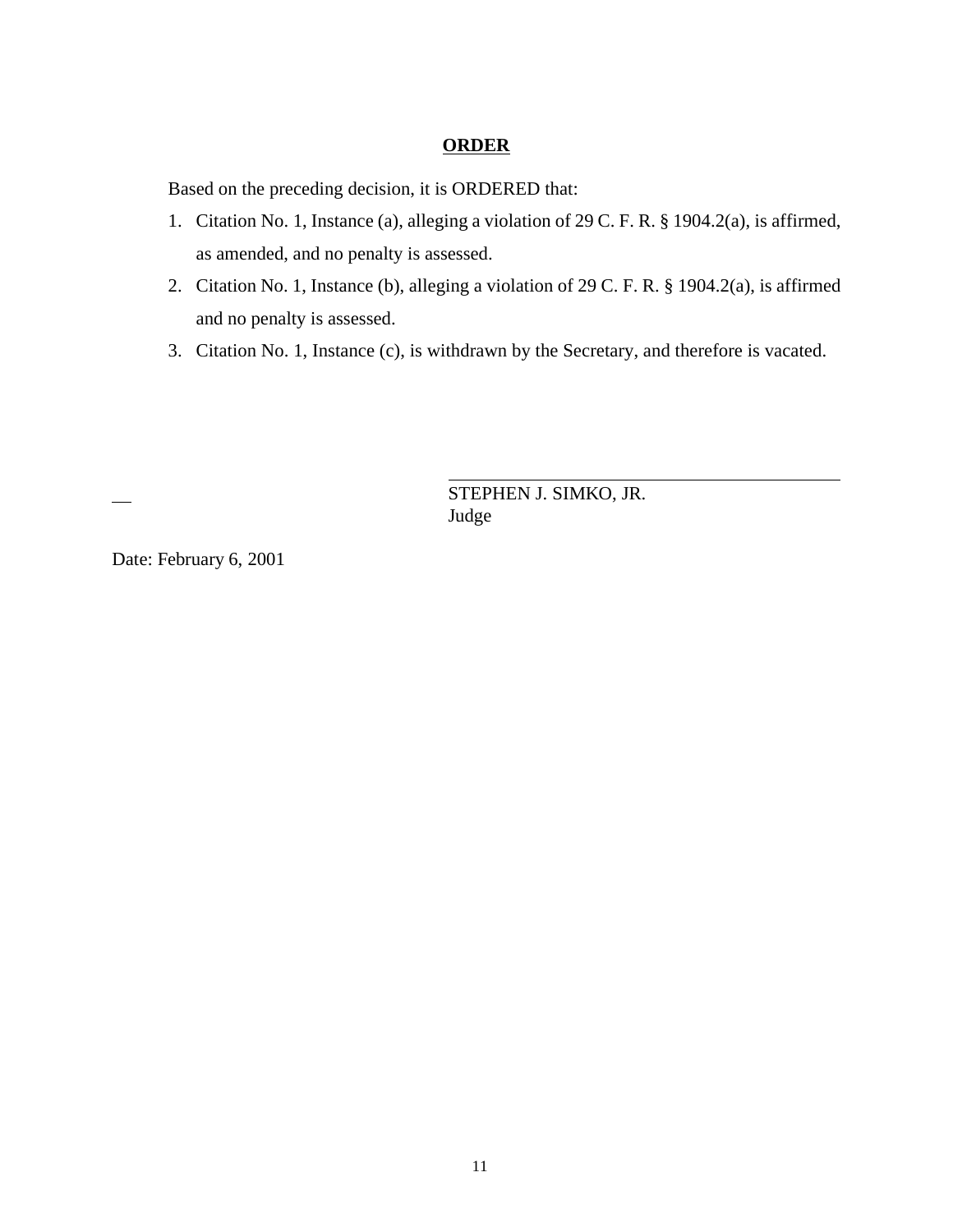**ORDER**

Based on the preceding decision, it is ORDERED that:

1. Citation No. 1, Instance (a), alleging a violation of 29 C. F. R. § 1904.2(a), is affirmed, as amended, and no penalty is assessed.
2. Citation No. 1, Instance (b), alleging a violation of 29 C. F. R. § 1904.2(a), is affirmed and no penalty is assessed.
3. Citation No. 1, Instance (c), is withdrawn by the Secretary, and therefore is vacated.

STEPHEN J. SIMKO, JR.
Judge

Date: February 6, 2001